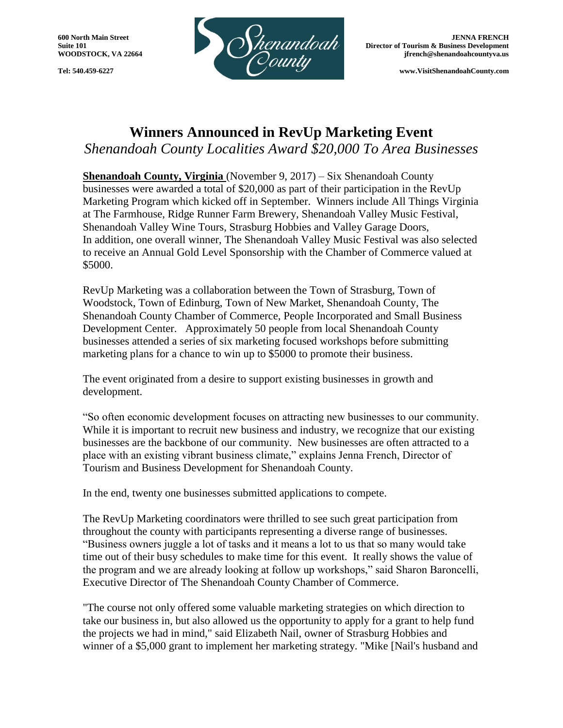600 North Main Street
Suite 101
WOODSTOCK, VA 22664

Tel: 540.459-6227

**JENNA FRENCH**
**Director of Tourism & Business Development**
**jfrench@shenandoahcountyva.us**

**www.VisitShenandoahCounty.com**

# Winners Announced in RevUp Marketing Event

*Shenandoah County Localities Award $20,000 To Area Businesses*

**Shenandoah County, Virginia** (November 9, 2017) – Six Shenandoah County businesses were awarded a total of $20,000 as part of their participation in the RevUp Marketing Program which kicked off in September. Winners include All Things Virginia at The Farmhouse, Ridge Runner Farm Brewery, Shenandoah Valley Music Festival, Shenandoah Valley Wine Tours, Strasburg Hobbies and Valley Garage Doors, In addition, one overall winner, The Shenandoah Valley Music Festival was also selected to receive an Annual Gold Level Sponsorship with the Chamber of Commerce valued at $5000.

RevUp Marketing was a collaboration between the Town of Strasburg, Town of Woodstock, Town of Edinburg, Town of New Market, Shenandoah County, The Shenandoah County Chamber of Commerce, People Incorporated and Small Business Development Center. Approximately 50 people from local Shenandoah County businesses attended a series of six marketing focused workshops before submitting marketing plans for a chance to win up to $5000 to promote their business.

The event originated from a desire to support existing businesses in growth and development.

"So often economic development focuses on attracting new businesses to our community. While it is important to recruit new business and industry, we recognize that our existing businesses are the backbone of our community. New businesses are often attracted to a place with an existing vibrant business climate," explains Jenna French, Director of Tourism and Business Development for Shenandoah County.

In the end, twenty one businesses submitted applications to compete.

The RevUp Marketing coordinators were thrilled to see such great participation from throughout the county with participants representing a diverse range of businesses. "Business owners juggle a lot of tasks and it means a lot to us that so many would take time out of their busy schedules to make time for this event. It really shows the value of the program and we are already looking at follow up workshops," said Sharon Baroncelli, Executive Director of The Shenandoah County Chamber of Commerce.

"The course not only offered some valuable marketing strategies on which direction to take our business in, but also allowed us the opportunity to apply for a grant to help fund the projects we had in mind," said Elizabeth Nail, owner of Strasburg Hobbies and winner of a $5,000 grant to implement her marketing strategy. "Mike [Nail's husband and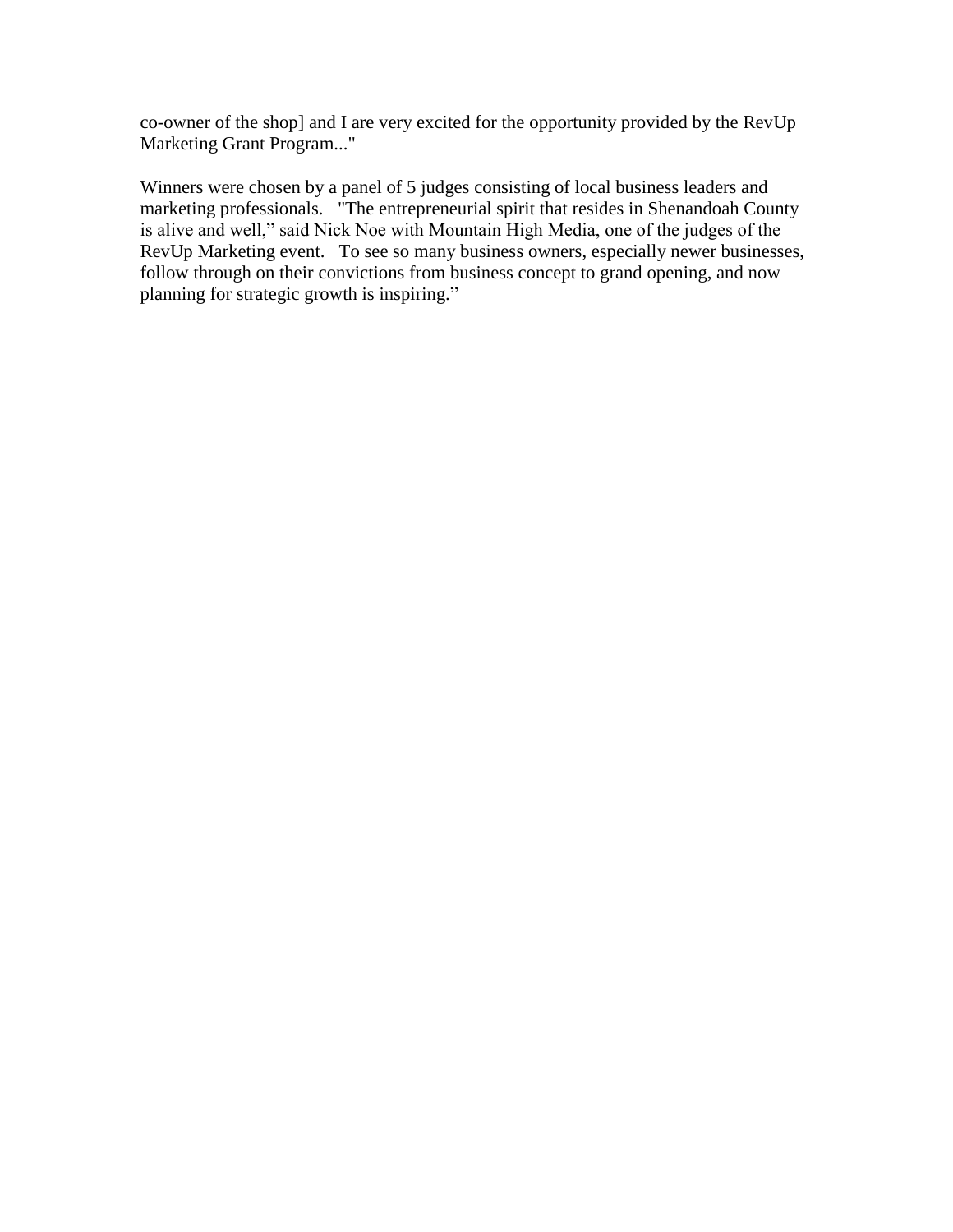co-owner of the shop] and I are very excited for the opportunity provided by the RevUp Marketing Grant Program..."

Winners were chosen by a panel of 5 judges consisting of local business leaders and marketing professionals.   "The entrepreneurial spirit that resides in Shenandoah County is alive and well," said Nick Noe with Mountain High Media, one of the judges of the RevUp Marketing event.   To see so many business owners, especially newer businesses, follow through on their convictions from business concept to grand opening, and now planning for strategic growth is inspiring."